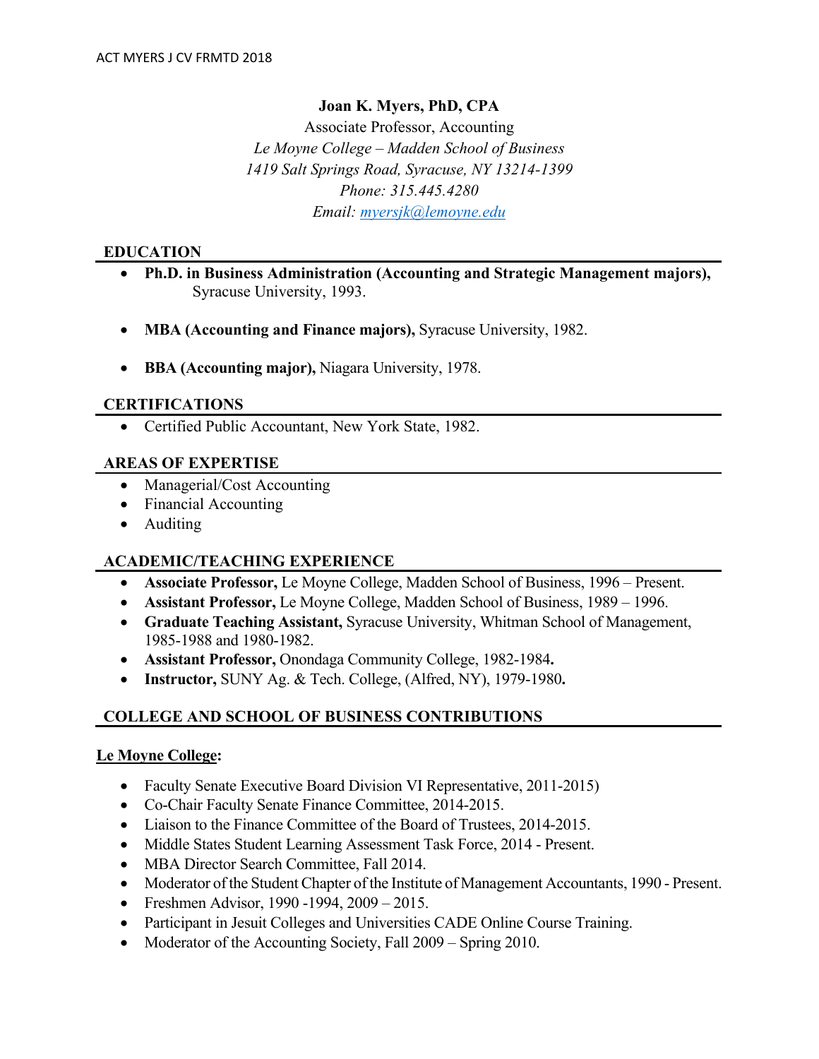**Joan K. Myers, PhD, CPA**

Associate Professor, Accounting

*Le Moyne College – Madden School of Business*

*1419 Salt Springs Road, Syracuse, NY 13214-1399*

*Phone: 315.445.4280*

*Email: myersjk@lemoyne.edu*

## EDUCATION

- **Ph.D. in Business Administration (Accounting and Strategic Management majors),** Syracuse University, 1993.
- **MBA (Accounting and Finance majors),** Syracuse University, 1982.
- **BBA (Accounting major),** Niagara University, 1978.

## CERTIFICATIONS

- Certified Public Accountant, New York State, 1982.

## AREAS OF EXPERTISE

- Managerial/Cost Accounting
- Financial Accounting
- Auditing

## ACADEMIC/TEACHING EXPERIENCE

- **Associate Professor,** Le Moyne College, Madden School of Business, 1996 – Present.
- **Assistant Professor,** Le Moyne College, Madden School of Business, 1989 – 1996.
- **Graduate Teaching Assistant,** Syracuse University, Whitman School of Management, 1985-1988 and 1980-1982.
- **Assistant Professor,** Onondaga Community College, 1982-1984**.**
- **Instructor,** SUNY Ag. & Tech. College, (Alfred, NY), 1979-1980**.**

## COLLEGE AND SCHOOL OF BUSINESS CONTRIBUTIONS

**Le Moyne College:**

- Faculty Senate Executive Board Division VI Representative, 2011-2015)
- Co-Chair Faculty Senate Finance Committee, 2014-2015.
- Liaison to the Finance Committee of the Board of Trustees, 2014-2015.
- Middle States Student Learning Assessment Task Force, 2014 - Present.
- MBA Director Search Committee, Fall 2014.
- Moderator of the Student Chapter of the Institute of Management Accountants, 1990 - Present.
- Freshmen Advisor, 1990 -1994, 2009 – 2015.
- Participant in Jesuit Colleges and Universities CADE Online Course Training.
- Moderator of the Accounting Society, Fall 2009 – Spring 2010.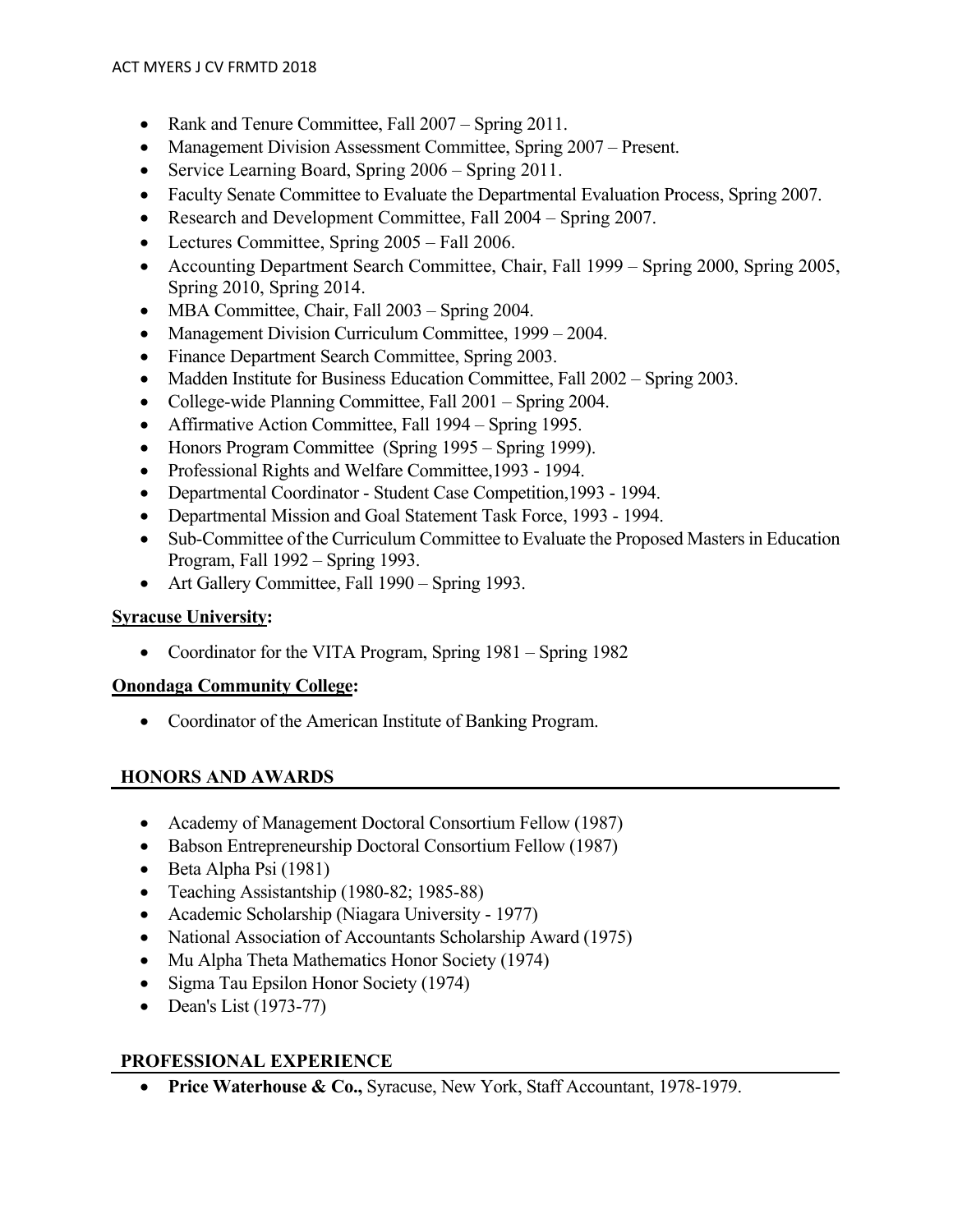- Rank and Tenure Committee, Fall 2007 – Spring 2011.
- Management Division Assessment Committee, Spring 2007 – Present.
- Service Learning Board, Spring 2006 – Spring 2011.
- Faculty Senate Committee to Evaluate the Departmental Evaluation Process, Spring 2007.
- Research and Development Committee, Fall 2004 – Spring 2007.
- Lectures Committee, Spring 2005 – Fall 2006.
- Accounting Department Search Committee, Chair, Fall 1999 – Spring 2000, Spring 2005, Spring 2010, Spring 2014.
- MBA Committee, Chair, Fall 2003 – Spring 2004.
- Management Division Curriculum Committee, 1999 – 2004.
- Finance Department Search Committee, Spring 2003.
- Madden Institute for Business Education Committee, Fall 2002 – Spring 2003.
- College-wide Planning Committee, Fall 2001 – Spring 2004.
- Affirmative Action Committee, Fall 1994 – Spring 1995.
- Honors Program Committee (Spring 1995 – Spring 1999).
- Professional Rights and Welfare Committee,1993 - 1994.
- Departmental Coordinator - Student Case Competition,1993 - 1994.
- Departmental Mission and Goal Statement Task Force, 1993 - 1994.
- Sub-Committee of the Curriculum Committee to Evaluate the Proposed Masters in Education Program, Fall 1992 – Spring 1993.
- Art Gallery Committee, Fall 1990 – Spring 1993.

**Syracuse University:**

- Coordinator for the VITA Program, Spring 1981 – Spring 1982

**Onondaga Community College:**

- Coordinator of the American Institute of Banking Program.

## HONORS AND AWARDS

- Academy of Management Doctoral Consortium Fellow (1987)
- Babson Entrepreneurship Doctoral Consortium Fellow (1987)
- Beta Alpha Psi (1981)
- Teaching Assistantship (1980-82; 1985-88)
- Academic Scholarship (Niagara University - 1977)
- National Association of Accountants Scholarship Award (1975)
- Mu Alpha Theta Mathematics Honor Society (1974)
- Sigma Tau Epsilon Honor Society (1974)
- Dean's List (1973-77)

## PROFESSIONAL EXPERIENCE

- **Price Waterhouse & Co.,** Syracuse, New York, Staff Accountant, 1978-1979.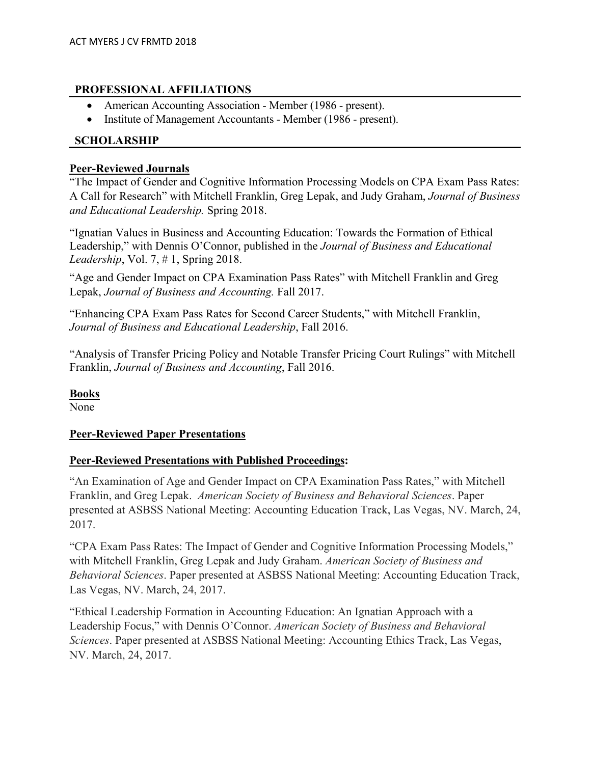## PROFESSIONAL AFFILIATIONS

- American Accounting Association - Member (1986 - present).
- Institute of Management Accountants - Member (1986 - present).

## SCHOLARSHIP

### Peer-Reviewed Journals

"The Impact of Gender and Cognitive Information Processing Models on CPA Exam Pass Rates: A Call for Research" with Mitchell Franklin, Greg Lepak, and Judy Graham, *Journal of Business and Educational Leadership.* Spring 2018.

"Ignatian Values in Business and Accounting Education: Towards the Formation of Ethical Leadership," with Dennis O'Connor, published in the *Journal of Business and Educational Leadership*, Vol. 7, # 1, Spring 2018.

"Age and Gender Impact on CPA Examination Pass Rates" with Mitchell Franklin and Greg Lepak, *Journal of Business and Accounting.* Fall 2017.

"Enhancing CPA Exam Pass Rates for Second Career Students," with Mitchell Franklin, *Journal of Business and Educational Leadership*, Fall 2016.

"Analysis of Transfer Pricing Policy and Notable Transfer Pricing Court Rulings" with Mitchell Franklin, *Journal of Business and Accounting*, Fall 2016.

### Books

None

### Peer-Reviewed Paper Presentations

### Peer-Reviewed Presentations with Published Proceedings:

"An Examination of Age and Gender Impact on CPA Examination Pass Rates," with Mitchell Franklin, and Greg Lepak. *American Society of Business and Behavioral Sciences*. Paper presented at ASBSS National Meeting: Accounting Education Track, Las Vegas, NV. March, 24, 2017.

"CPA Exam Pass Rates: The Impact of Gender and Cognitive Information Processing Models," with Mitchell Franklin, Greg Lepak and Judy Graham. *American Society of Business and Behavioral Sciences*. Paper presented at ASBSS National Meeting: Accounting Education Track, Las Vegas, NV. March, 24, 2017.

"Ethical Leadership Formation in Accounting Education: An Ignatian Approach with a Leadership Focus," with Dennis O'Connor. *American Society of Business and Behavioral Sciences*. Paper presented at ASBSS National Meeting: Accounting Ethics Track, Las Vegas, NV. March, 24, 2017.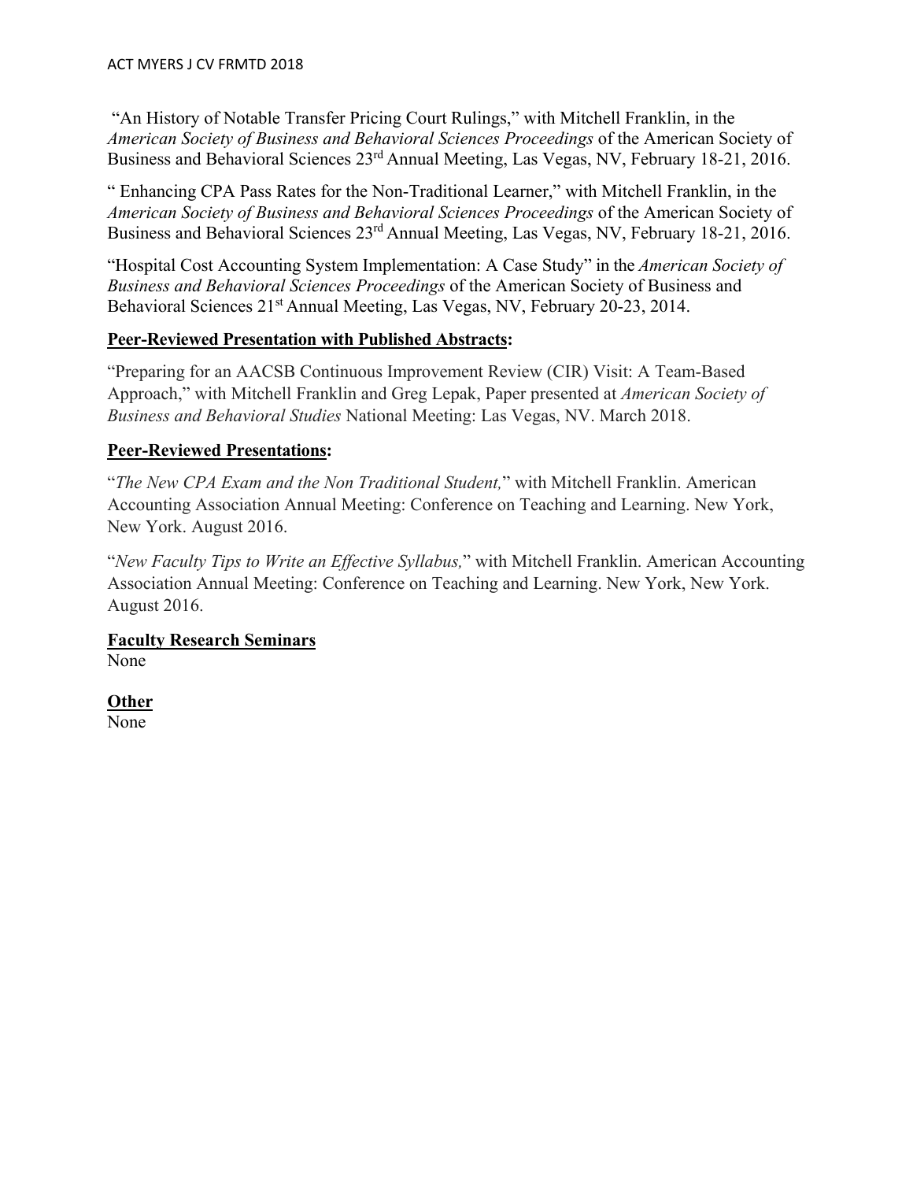"An History of Notable Transfer Pricing Court Rulings," with Mitchell Franklin, in the *American Society of Business and Behavioral Sciences Proceedings* of the American Society of Business and Behavioral Sciences 23rd Annual Meeting, Las Vegas, NV, February 18-21, 2016.

" Enhancing CPA Pass Rates for the Non-Traditional Learner," with Mitchell Franklin, in the *American Society of Business and Behavioral Sciences Proceedings* of the American Society of Business and Behavioral Sciences 23rd Annual Meeting, Las Vegas, NV, February 18-21, 2016.

"Hospital Cost Accounting System Implementation: A Case Study" in the *American Society of Business and Behavioral Sciences Proceedings* of the American Society of Business and Behavioral Sciences 21st Annual Meeting, Las Vegas, NV, February 20-23, 2014.

**Peer-Reviewed Presentation with Published Abstracts:**

"Preparing for an AACSB Continuous Improvement Review (CIR) Visit: A Team-Based Approach," with Mitchell Franklin and Greg Lepak, Paper presented at *American Society of Business and Behavioral Studies* National Meeting: Las Vegas, NV. March 2018.

**Peer-Reviewed Presentations:**

"*The New CPA Exam and the Non Traditional Student,*" with Mitchell Franklin. American Accounting Association Annual Meeting: Conference on Teaching and Learning. New York, New York. August 2016.

"*New Faculty Tips to Write an Effective Syllabus,*" with Mitchell Franklin. American Accounting Association Annual Meeting: Conference on Teaching and Learning. New York, New York. August 2016.

**Faculty Research Seminars**

None

**Other**

None